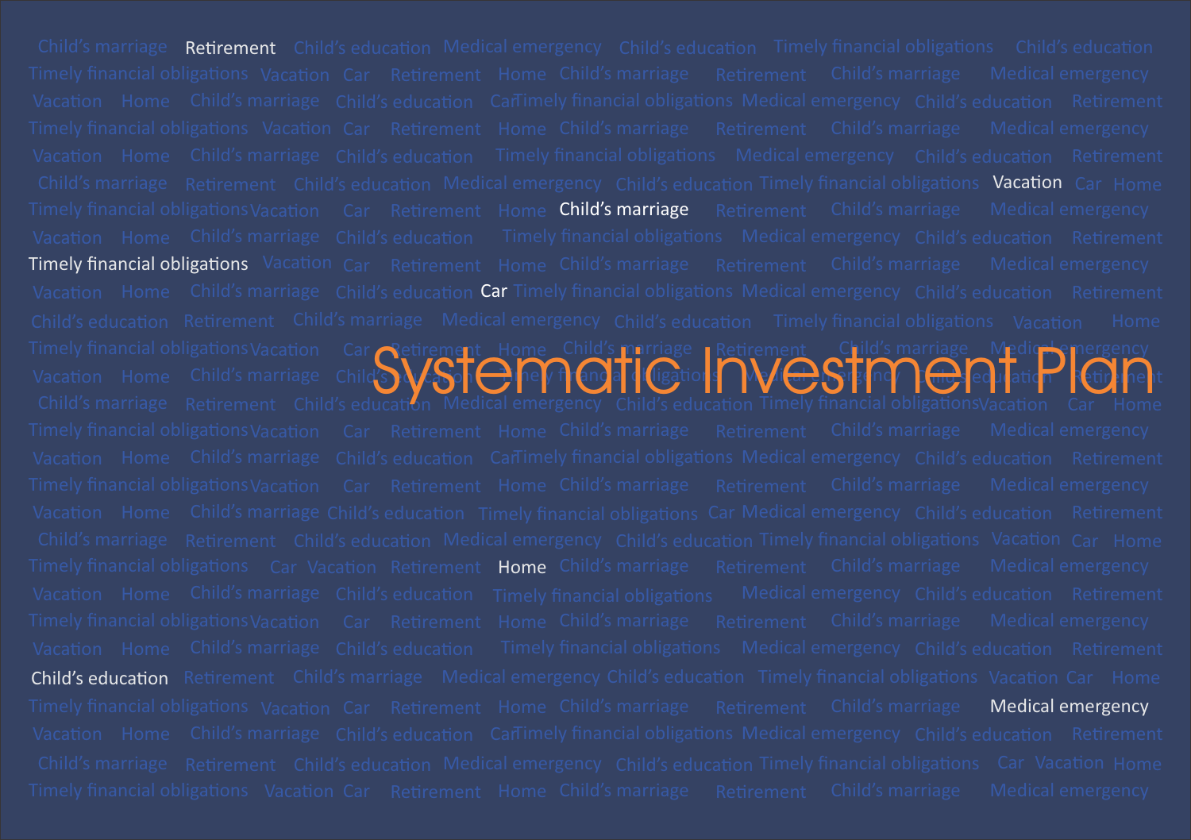# Systematic Investment Plan

Retirement

Vacation

Child's marriage

Timely financial obligations

Car

Home

Child's education

Medical emergency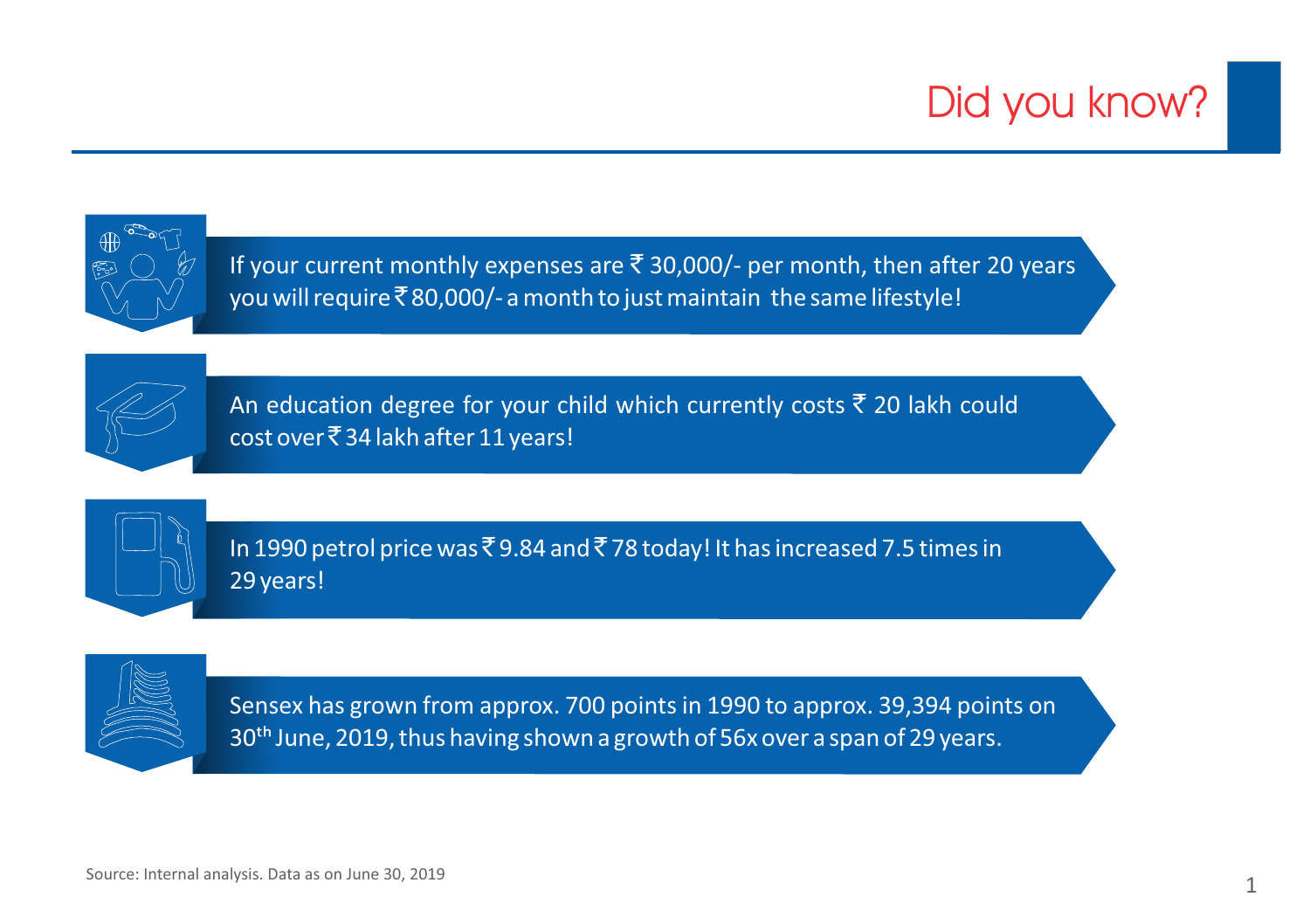# Did you know?

If your current monthly expenses are ₹ 30,000/- per month, then after 20 years you will require ₹ 80,000/- a month to just maintain the same lifestyle!

An education degree for your child which currently costs ₹ 20 lakh could cost over ₹ 34 lakh after 11 years!

In 1990 petrol price was ₹ 9.84 and ₹ 78 today! It has increased 7.5 times in 29 years!

Sensex has grown from approx. 700 points in 1990 to approx. 39,394 points on 30th June, 2019, thus having shown a growth of 56x over a span of 29 years.

Source: Internal analysis. Data as on June 30, 2019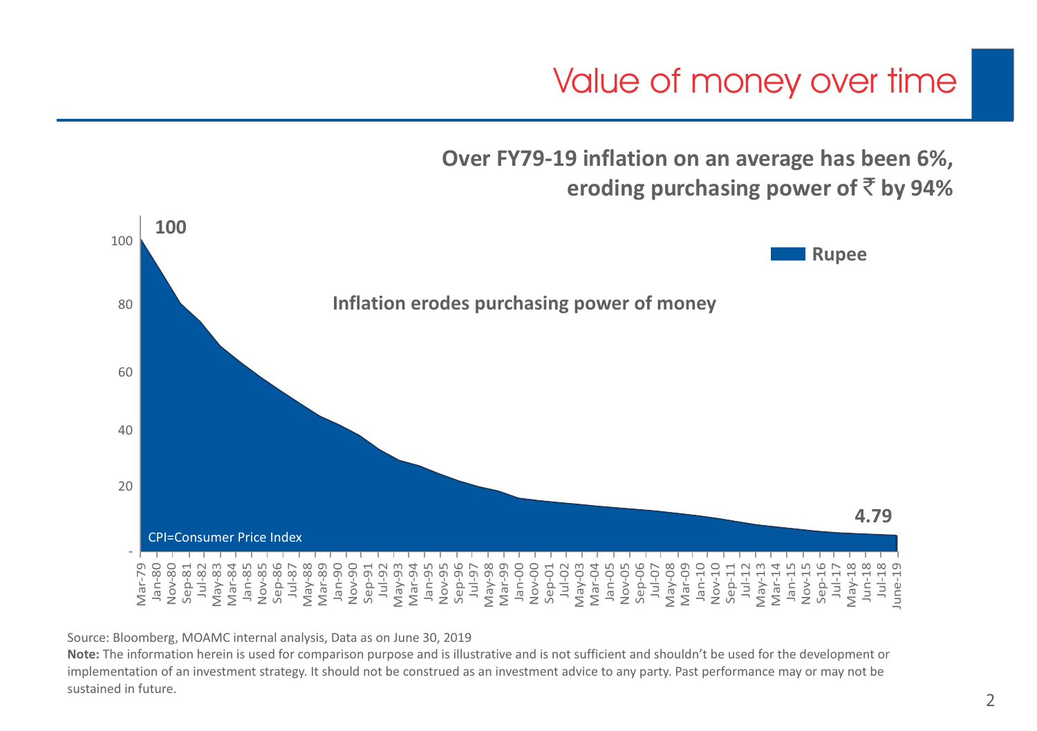# Value of money over time

**Over FY79-19 inflation on an average has been 6%, eroding purchasing power of ₹ by 94%**

**Inflation erodes purchasing power of money**

**Rupee**

**100**

**4.79**

CPI=Consumer Price Index

Source: Bloomberg, MOAMC internal analysis, Data as on June 30, 2019

**Note:** The information herein is used for comparison purpose and is illustrative and is not sufficient and shouldn't be used for the development or implementation of an investment strategy. It should not be construed as an investment advice to any party. Past performance may or may not be sustained in future.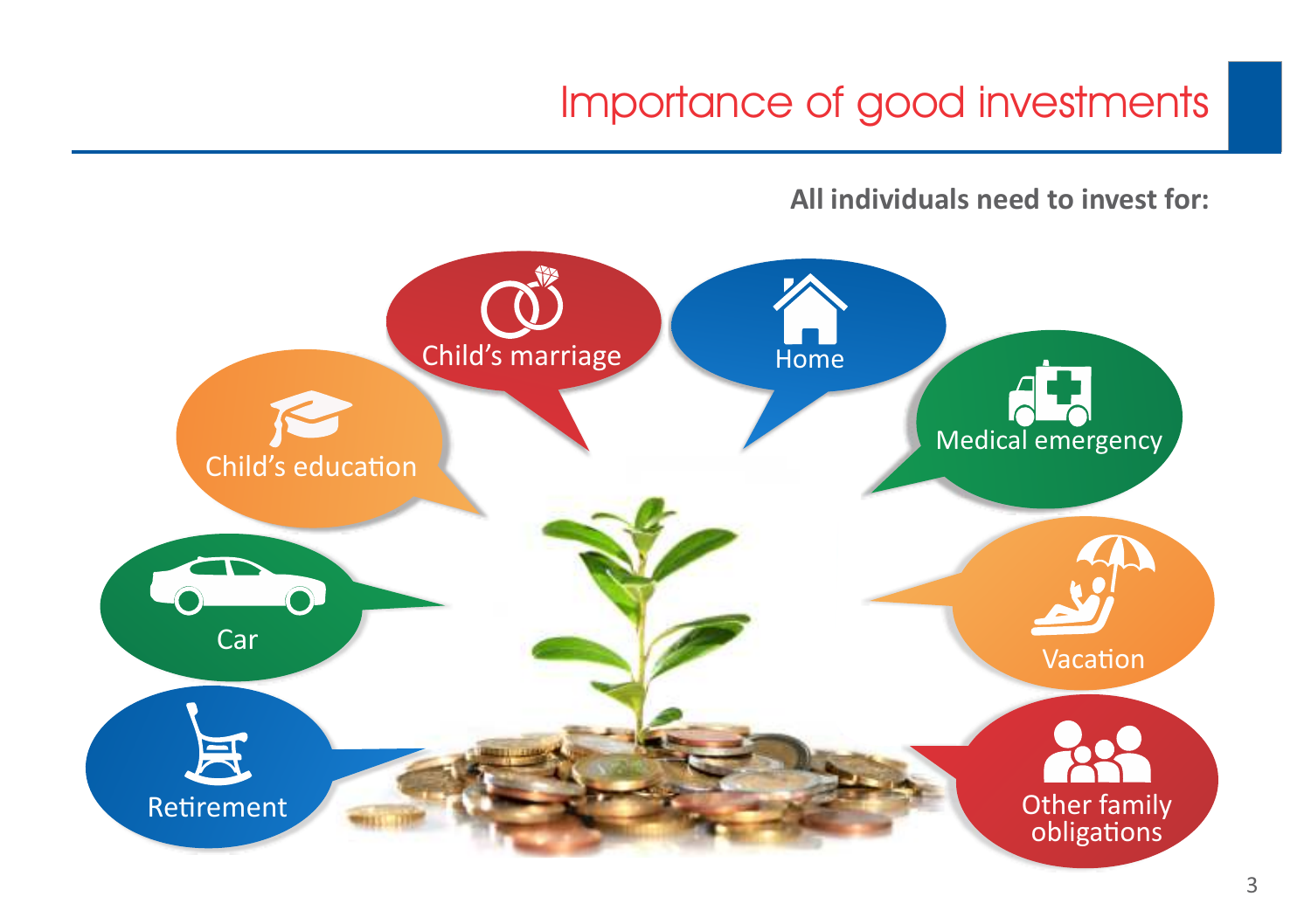# Importance of good investments

**All individuals need to invest for:**

- Child's marriage
- Home
- Child's education
- Medical emergency
- Car
- Vacation
- Retirement
- Other family obligations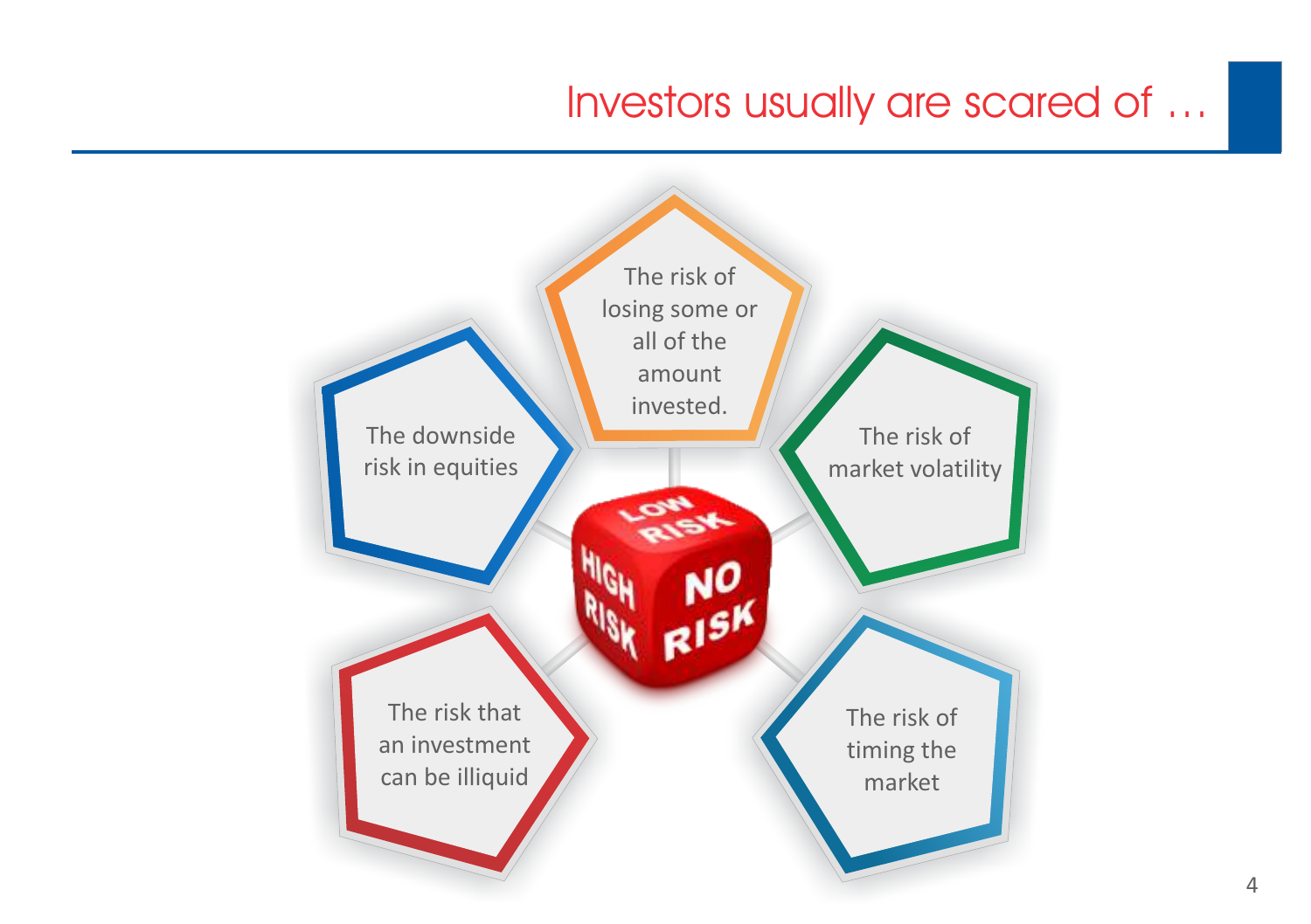# Investors usually are scared of …

- The risk of losing some or all of the amount invested.
- The risk of market volatility
- The risk of timing the market
- The risk that an investment can be illiquid
- The downside risk in equities

LOW RISK

HIGH RISK

NO RISK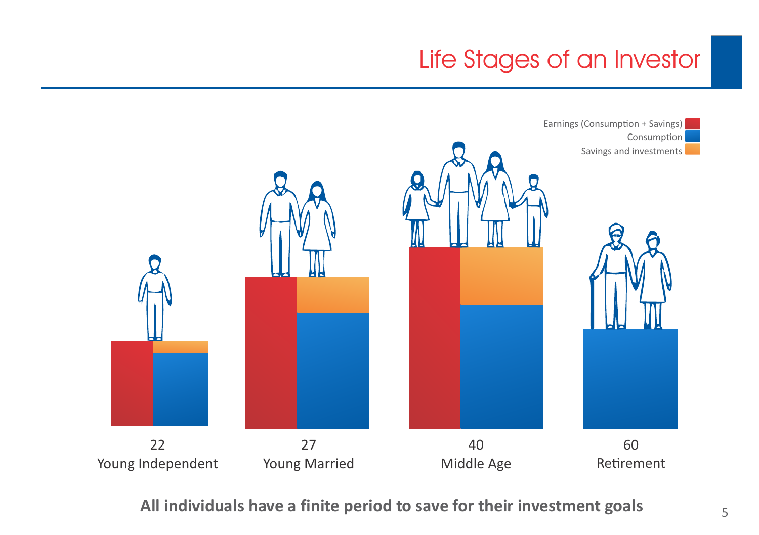# Life Stages of an Investor

Earnings (Consumption + Savings)
Consumption
Savings and investments

22
Young Independent

27
Young Married

40
Middle Age

60
Retirement

**All individuals have a finite period to save for their investment goals**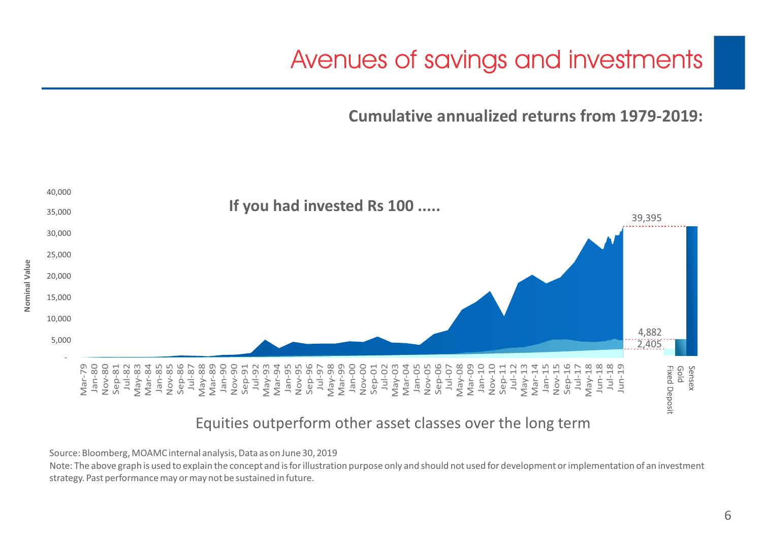# Avenues of savings and investments

**Cumulative annualized returns from 1979-2019:**

**If you had invested Rs 100 .....**

Nominal Value

40,000
35,000
30,000
25,000
20,000
15,000
10,000
5,000
-

39,395
4,882
2,405

Mar-79 Jan-80 Nov-80 Sep-81 Jul-82 May-83 Mar-84 Jan-85 Nov-85 Sep-86 Jul-87 May-88 Mar-89 Jan-90 Nov-90 Sep-91 Jul-92 May-93 Mar-94 Jan-95 Nov-95 Sep-96 Jul-97 May-98 Mar-99 Jan-00 Nov-00 Sep-01 Jul-02 May-03 Mar-04 Jan-05 Nov-05 Sep-06 Jul-07 May-08 Mar-09 Jan-10 Nov-10 Sep-11 Jul-12 May-13 Mar-14 Jan-15 Nov-15 Sep-16 Jul-17 May-18 Jun-18 Jul-18 Jun-19

Fixed Deposit, Gold, Sensex

Equities outperform other asset classes over the long term

Source: Bloomberg, MOAMC internal analysis, Data as on June 30, 2019

Note: The above graph is used to explain the concept and is for illustration purpose only and should not used for development or implementation of an investment strategy. Past performance may or may not be sustained in future.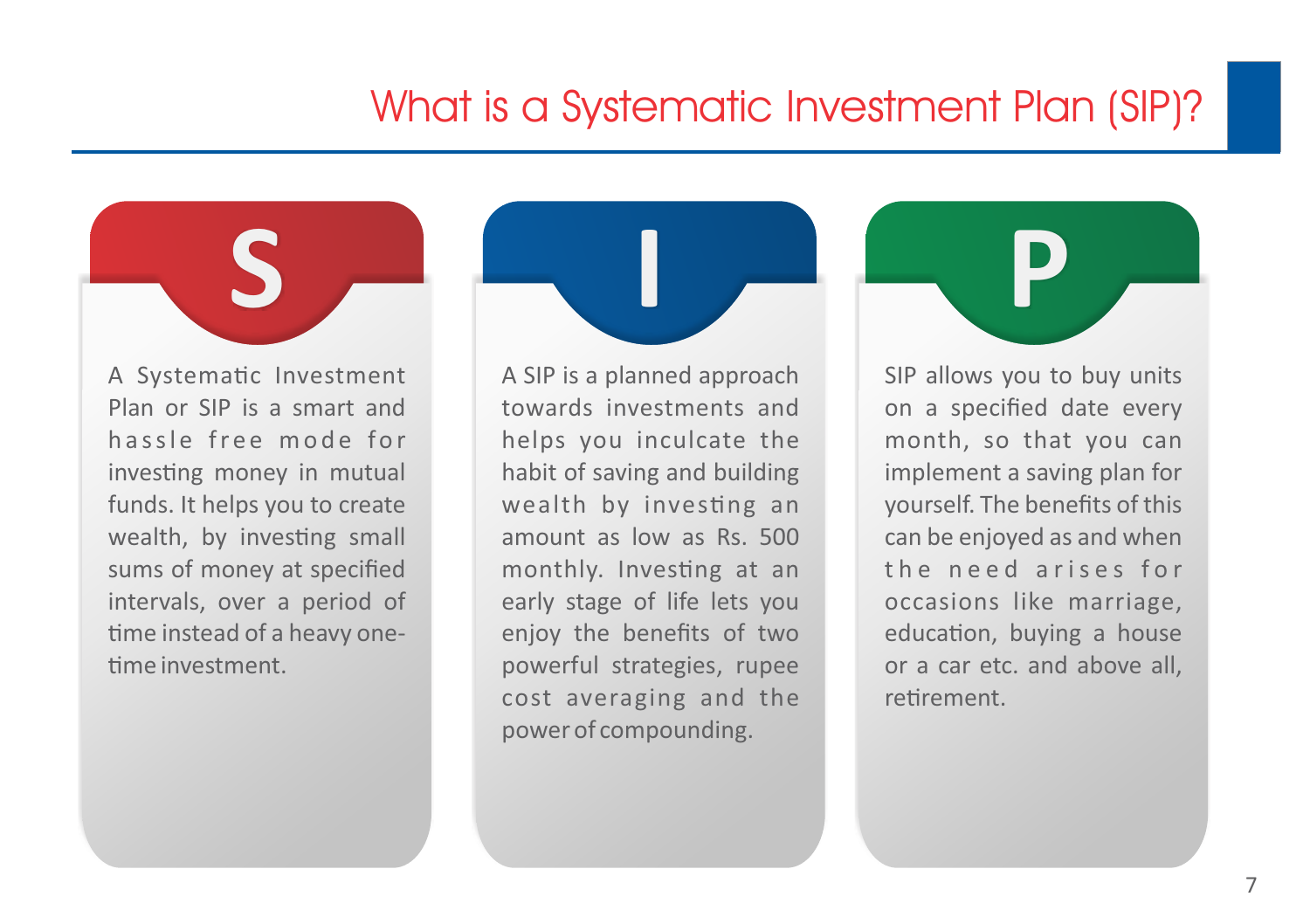# What is a Systematic Investment Plan (SIP)?

## S

A Systematic Investment Plan or SIP is a smart and hassle free mode for investing money in mutual funds. It helps you to create wealth, by investing small sums of money at specified intervals, over a period of time instead of a heavy one-time investment.

## I

A SIP is a planned approach towards investments and helps you inculcate the habit of saving and building wealth by investing an amount as low as Rs. 500 monthly. Investing at an early stage of life lets you enjoy the benefits of two powerful strategies, rupee cost averaging and the power of compounding.

## P

SIP allows you to buy units on a specified date every month, so that you can implement a saving plan for yourself. The benefits of this can be enjoyed as and when the need arises for occasions like marriage, education, buying a house or a car etc. and above all, retirement.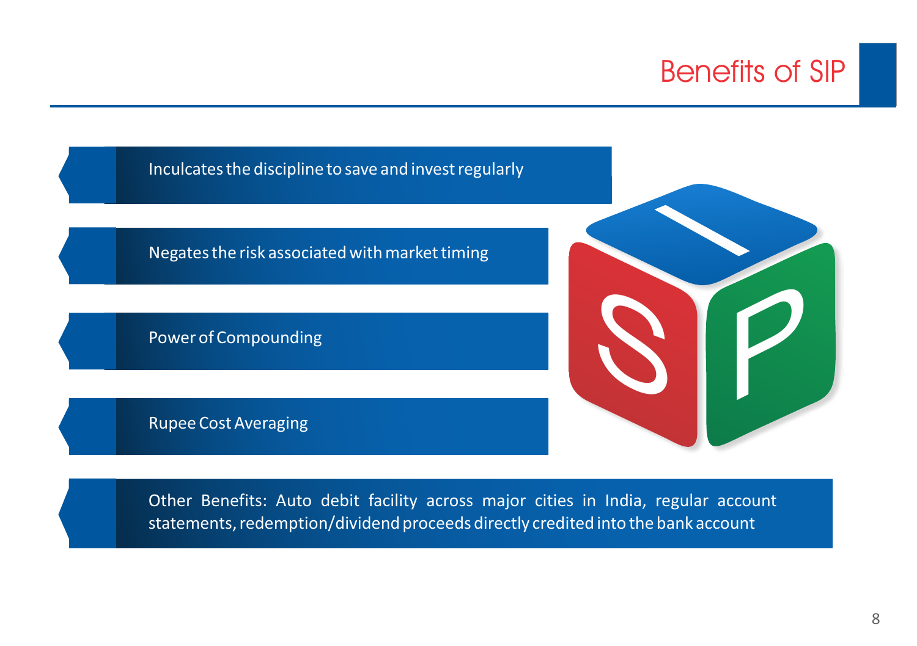# Benefits of SIP

- Inculcates the discipline to save and invest regularly
- Negates the risk associated with market timing
- Power of Compounding
- Rupee Cost Averaging
- Other Benefits: Auto debit facility across major cities in India, regular account statements, redemption/dividend proceeds directly credited into the bank account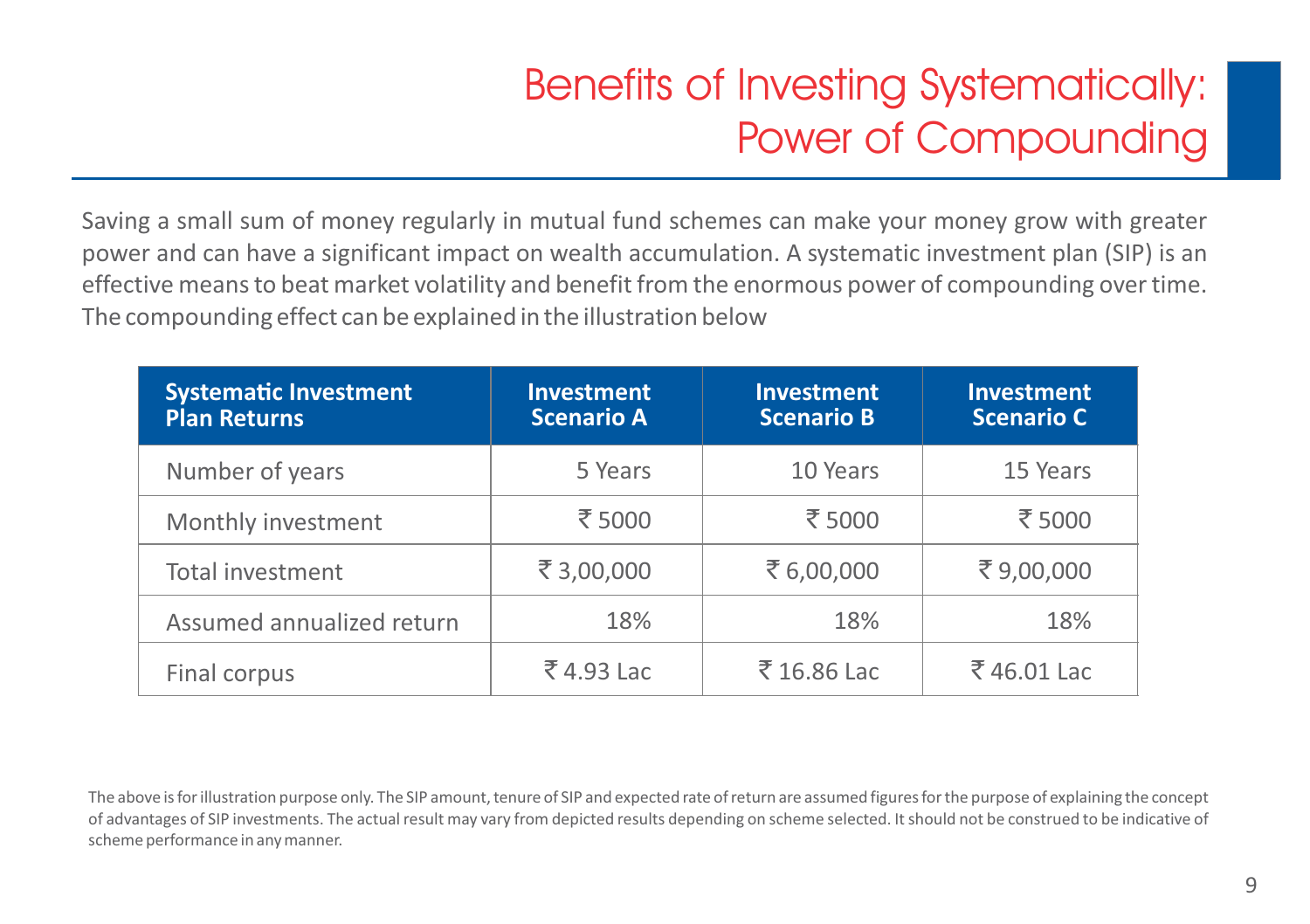# Benefits of Investing Systematically: Power of Compounding

Saving a small sum of money regularly in mutual fund schemes can make your money grow with greater power and can have a significant impact on wealth accumulation. A systematic investment plan (SIP) is an effective means to beat market volatility and benefit from the enormous power of compounding over time. The compounding effect can be explained in the illustration below

| Systematic Investment Plan Returns | Investment Scenario A | Investment Scenario B | Investment Scenario C |
|---|---|---|---|
| Number of years | 5 Years | 10 Years | 15 Years |
| Monthly investment | ₹ 5000 | ₹ 5000 | ₹ 5000 |
| Total investment | ₹ 3,00,000 | ₹ 6,00,000 | ₹ 9,00,000 |
| Assumed annualized return | 18% | 18% | 18% |
| Final corpus | ₹ 4.93 Lac | ₹ 16.86 Lac | ₹ 46.01 Lac |

The above is for illustration purpose only. The SIP amount, tenure of SIP and expected rate of return are assumed figures for the purpose of explaining the concept of advantages of SIP investments. The actual result may vary from depicted results depending on scheme selected. It should not be construed to be indicative of scheme performance in any manner.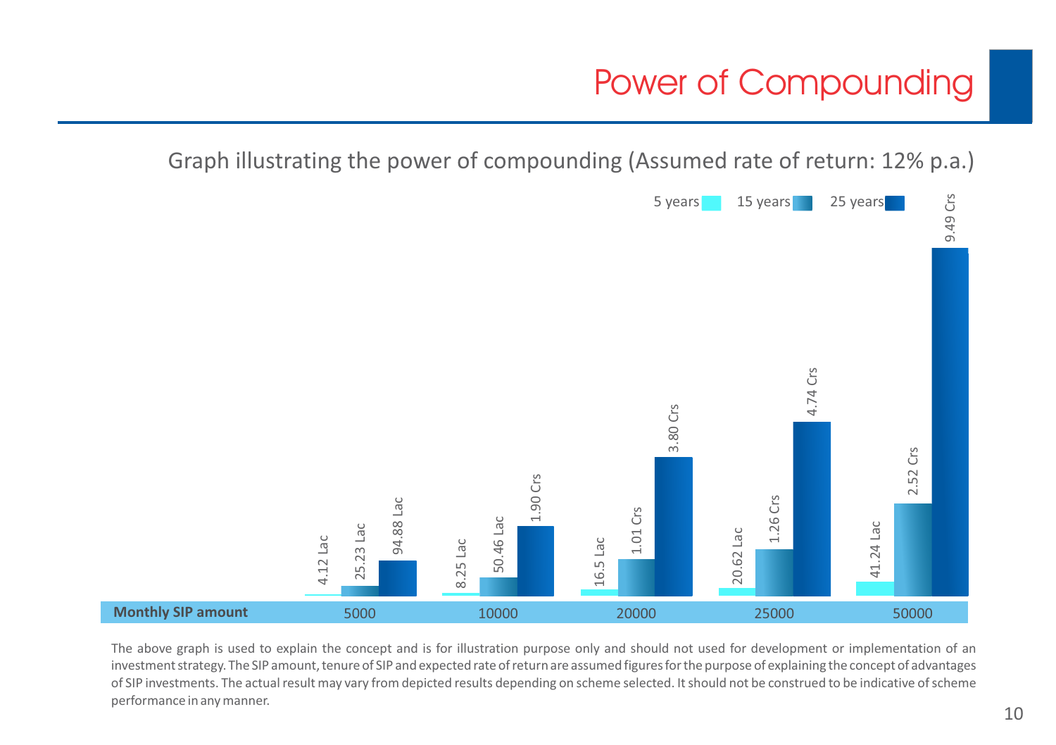# Power of Compounding

Graph illustrating the power of compounding (Assumed rate of return: 12% p.a.)

| Monthly SIP amount | 5 years | 15 years | 25 years |
|---|---|---|---|
| 5000 | 4.12 Lac | 25.23 Lac | 94.88 Lac |
| 10000 | 8.25 Lac | 50.46 Lac | 1.90 Crs |
| 20000 | 16.5 Lac | 1.01 Crs | 3.80 Crs |
| 25000 | 20.62 Lac | 1.26 Crs | 4.74 Crs |
| 50000 | 41.24 Lac | 2.52 Crs | 9.49 Crs |

The above graph is used to explain the concept and is for illustration purpose only and should not used for development or implementation of an investment strategy. The SIP amount, tenure of SIP and expected rate of return are assumed figures for the purpose of explaining the concept of advantages of SIP investments. The actual result may vary from depicted results depending on scheme selected. It should not be construed to be indicative of scheme performance in any manner.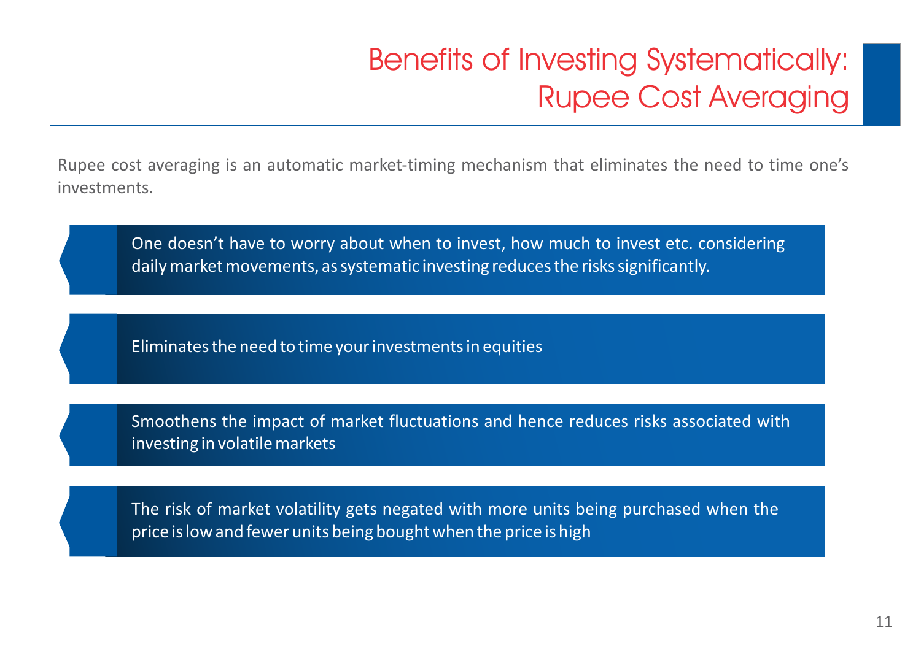# Benefits of Investing Systematically: Rupee Cost Averaging

Rupee cost averaging is an automatic market-timing mechanism that eliminates the need to time one's investments.

- One doesn't have to worry about when to invest, how much to invest etc. considering daily market movements, as systematic investing reduces the risks significantly.
- Eliminates the need to time your investments in equities
- Smoothens the impact of market fluctuations and hence reduces risks associated with investing in volatile markets
- The risk of market volatility gets negated with more units being purchased when the price is low and fewer units being bought when the price is high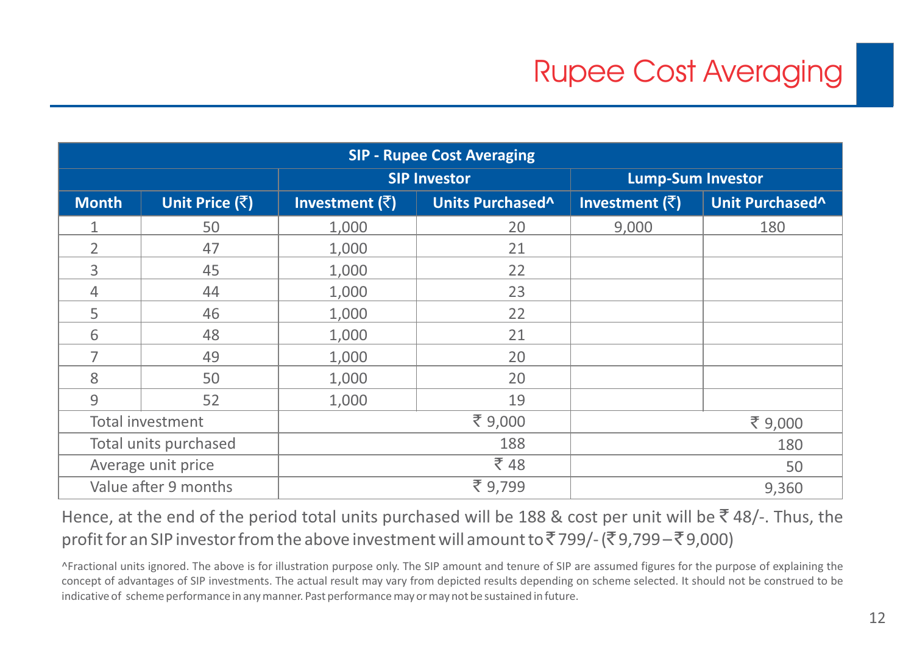# Rupee Cost Averaging

| SIP - Rupee Cost Averaging | | | | | |
|---|---|---|---|---|---|
| | | SIP Investor | | Lump-Sum Investor | |
| **Month** | **Unit Price (₹)** | **Investment (₹)** | **Units Purchased^** | **Investment (₹)** | **Unit Purchased^** |
| 1 | 50 | 1,000 | 20 | 9,000 | 180 |
| 2 | 47 | 1,000 | 21 | | |
| 3 | 45 | 1,000 | 22 | | |
| 4 | 44 | 1,000 | 23 | | |
| 5 | 46 | 1,000 | 22 | | |
| 6 | 48 | 1,000 | 21 | | |
| 7 | 49 | 1,000 | 20 | | |
| 8 | 50 | 1,000 | 20 | | |
| 9 | 52 | 1,000 | 19 | | |
| Total investment | | ₹ 9,000 | | ₹ 9,000 | |
| Total units purchased | | 188 | | 180 | |
| Average unit price | | ₹ 48 | | 50 | |
| Value after 9 months | | ₹ 9,799 | | 9,360 | |

Hence, at the end of the period total units purchased will be 188 & cost per unit will be ₹ 48/-. Thus, the profit for an SIP investor from the above investment will amount to ₹ 799/- (₹ 9,799 – ₹ 9,000)

^Fractional units ignored. The above is for illustration purpose only. The SIP amount and tenure of SIP are assumed figures for the purpose of explaining the concept of advantages of SIP investments. The actual result may vary from depicted results depending on scheme selected. It should not be construed to be indicative of scheme performance in any manner. Past performance may or may not be sustained in future.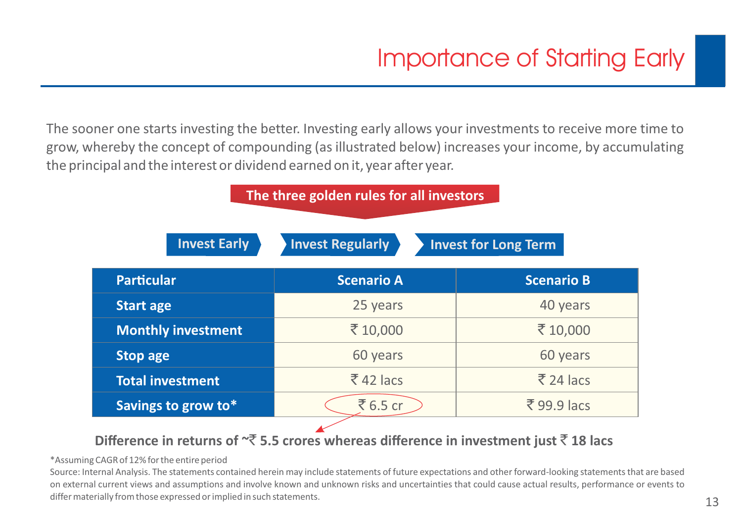# Importance of Starting Early

The sooner one starts investing the better. Investing early allows your investments to receive more time to grow, whereby the concept of compounding (as illustrated below) increases your income, by accumulating the principal and the interest or dividend earned on it, year after year.

**The three golden rules for all investors**

**Invest Early** → **Invest Regularly** → **Invest for Long Term**

| Particular | Scenario A | Scenario B |
|---|---|---|
| **Start age** | 25 years | 40 years |
| **Monthly investment** | ₹ 10,000 | ₹ 10,000 |
| **Stop age** | 60 years | 60 years |
| **Total investment** | ₹ 42 lacs | ₹ 24 lacs |
| **Savings to grow to*** | ₹ 6.5 cr | ₹ 99.9 lacs |

**Difference in returns of ~₹ 5.5 crores whereas difference in investment just ₹ 18 lacs**

*Assuming CAGR of 12% for the entire period

Source: Internal Analysis. The statements contained herein may include statements of future expectations and other forward-looking statements that are based on external current views and assumptions and involve known and unknown risks and uncertainties that could cause actual results, performance or events to differ materially from those expressed or implied in such statements.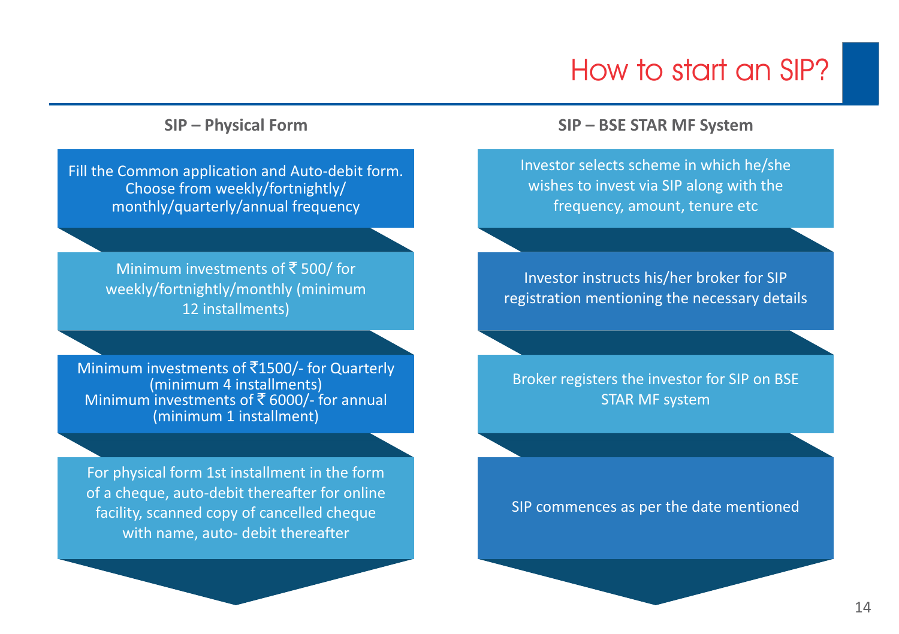# How to start an SIP?

## SIP – Physical Form

- Fill the Common application and Auto-debit form. Choose from weekly/fortnightly/ monthly/quarterly/annual frequency
- Minimum investments of ₹ 500/ for weekly/fortnightly/monthly (minimum 12 installments)
- Minimum investments of ₹1500/- for Quarterly (minimum 4 installments)
  Minimum investments of ₹ 6000/- for annual (minimum 1 installment)
- For physical form 1st installment in the form of a cheque, auto-debit thereafter for online facility, scanned copy of cancelled cheque with name, auto- debit thereafter

## SIP – BSE STAR MF System

- Investor selects scheme in which he/she wishes to invest via SIP along with the frequency, amount, tenure etc
- Investor instructs his/her broker for SIP registration mentioning the necessary details
- Broker registers the investor for SIP on BSE STAR MF system
- SIP commences as per the date mentioned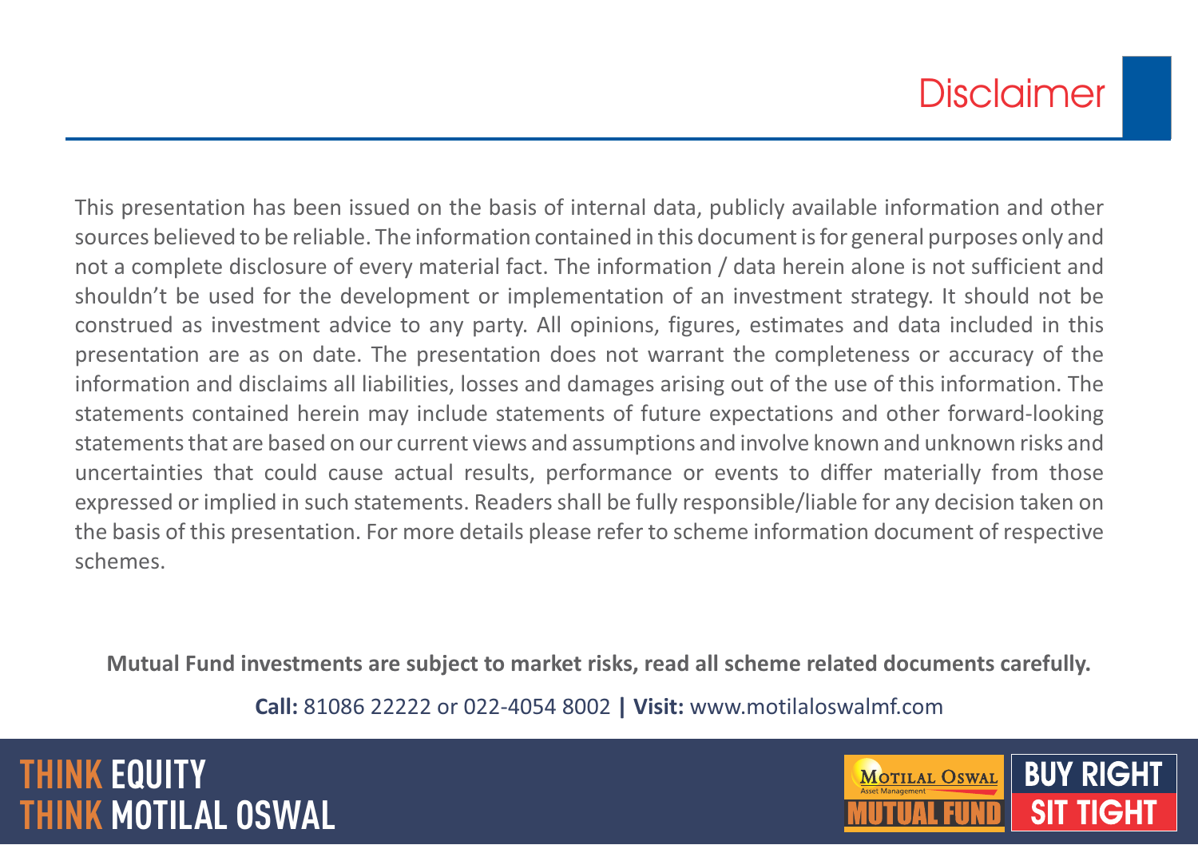# Disclaimer

This presentation has been issued on the basis of internal data, publicly available information and other sources believed to be reliable. The information contained in this document is for general purposes only and not a complete disclosure of every material fact. The information / data herein alone is not sufficient and shouldn't be used for the development or implementation of an investment strategy. It should not be construed as investment advice to any party. All opinions, figures, estimates and data included in this presentation are as on date. The presentation does not warrant the completeness or accuracy of the information and disclaims all liabilities, losses and damages arising out of the use of this information. The statements contained herein may include statements of future expectations and other forward-looking statements that are based on our current views and assumptions and involve known and unknown risks and uncertainties that could cause actual results, performance or events to differ materially from those expressed or implied in such statements. Readers shall be fully responsible/liable for any decision taken on the basis of this presentation. For more details please refer to scheme information document of respective schemes.

**Mutual Fund investments are subject to market risks, read all scheme related documents carefully.**

**Call:** 81086 22222 or 022-4054 8002 **| Visit:** www.motilaloswalmf.com

THINK EQUITY
THINK MOTILAL OSWAL

MOTILAL OSWAL Asset Management MUTUAL FUND

BUY RIGHT SIT TIGHT